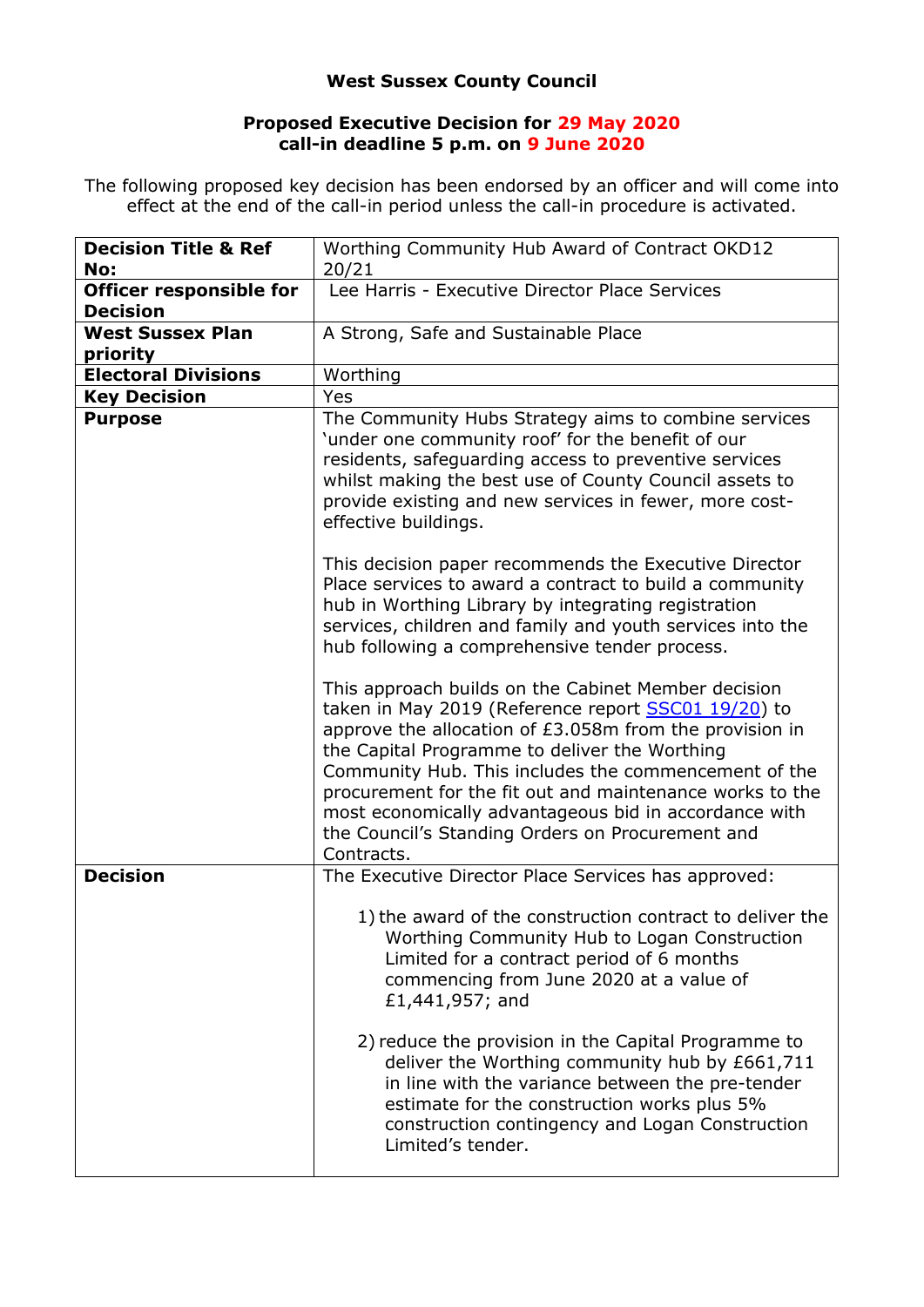**West Sussex County Council**

**Proposed Executive Decision for 29 May 2020**
**call-in deadline 5 p.m. on 9 June 2020**

The following proposed key decision has been endorsed by an officer and will come into effect at the end of the call-in period unless the call-in procedure is activated.

| | |
|---|---|
| **Decision Title & Ref No:** | Worthing Community Hub Award of Contract OKD12 20/21 |
| **Officer responsible for Decision** | Lee Harris - Executive Director Place Services |
| **West Sussex Plan priority** | A Strong, Safe and Sustainable Place |
| **Electoral Divisions** | Worthing |
| **Key Decision** | Yes |
| **Purpose** | The Community Hubs Strategy aims to combine services 'under one community roof' for the benefit of our residents, safeguarding access to preventive services whilst making the best use of County Council assets to provide existing and new services in fewer, more cost-effective buildings.<br><br>This decision paper recommends the Executive Director Place services to award a contract to build a community hub in Worthing Library by integrating registration services, children and family and youth services into the hub following a comprehensive tender process.<br><br>This approach builds on the Cabinet Member decision taken in May 2019 (Reference report SSC01 19/20) to approve the allocation of £3.058m from the provision in the Capital Programme to deliver the Worthing Community Hub. This includes the commencement of the procurement for the fit out and maintenance works to the most economically advantageous bid in accordance with the Council's Standing Orders on Procurement and Contracts. |
| **Decision** | The Executive Director Place Services has approved:<br><br>1) the award of the construction contract to deliver the Worthing Community Hub to Logan Construction Limited for a contract period of 6 months commencing from June 2020 at a value of £1,441,957; and<br><br>2) reduce the provision in the Capital Programme to deliver the Worthing community hub by £661,711 in line with the variance between the pre-tender estimate for the construction works plus 5% construction contingency and Logan Construction Limited's tender. |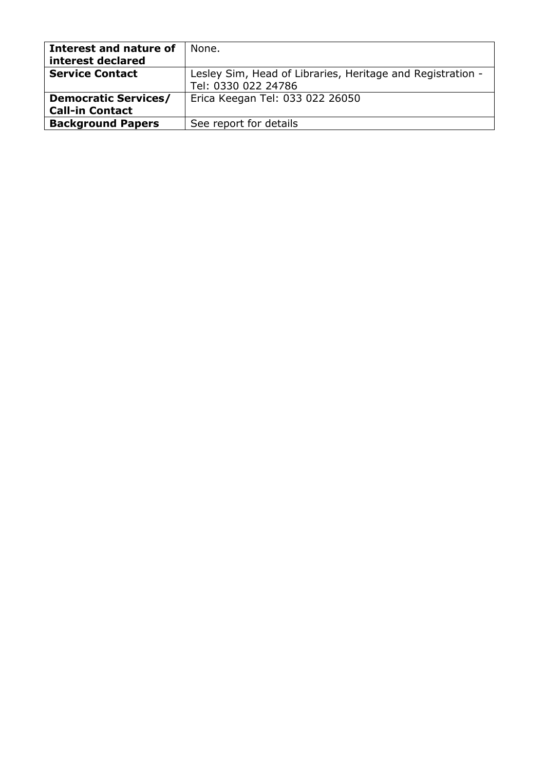| | |
|---|---|
| **Interest and nature of interest declared** | None. |
| **Service Contact** | Lesley Sim, Head of Libraries, Heritage and Registration - Tel: 0330 022 24786 |
| **Democratic Services/ Call-in Contact** | Erica Keegan Tel: 033 022 26050 |
| **Background Papers** | See report for details |